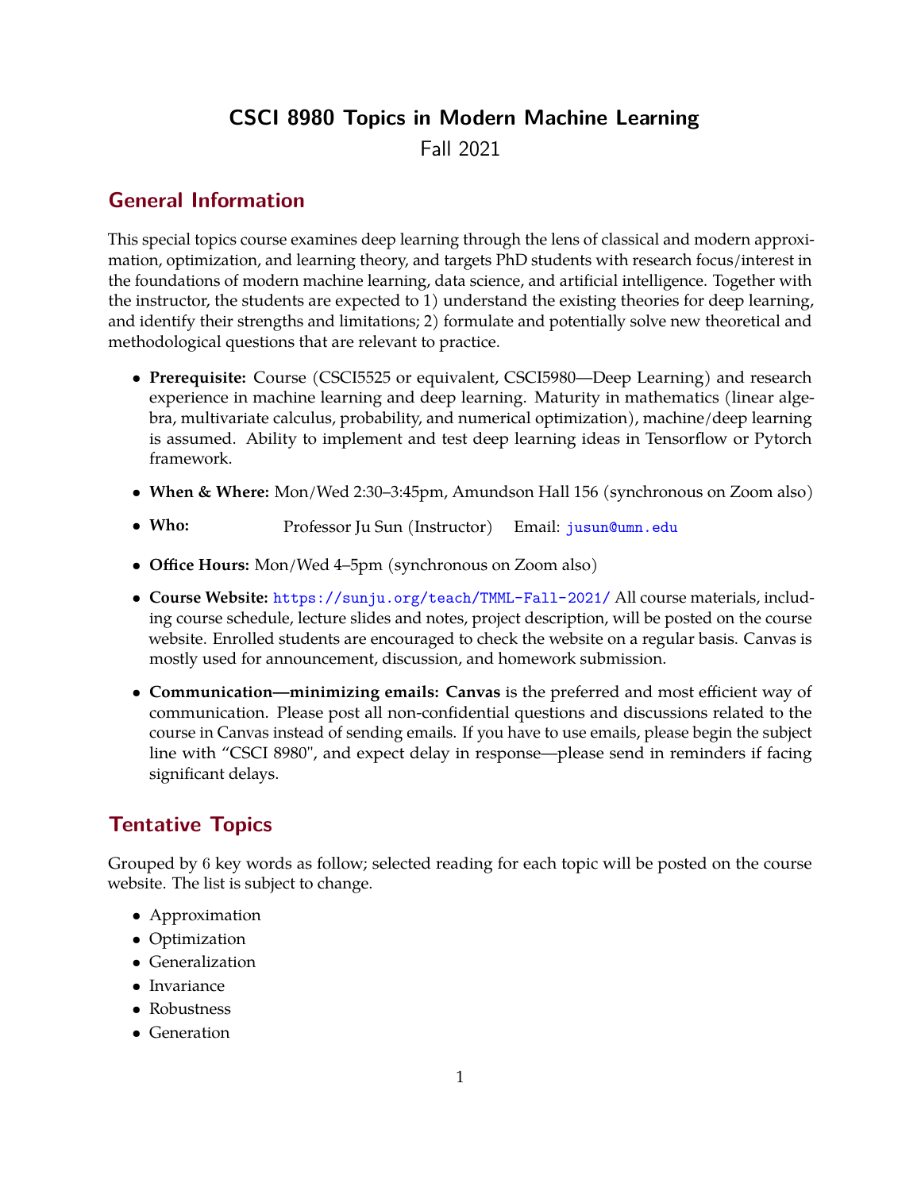# CSCI 8980 Topics in Modern Machine Learning

Fall 2021

## General Information

This special topics course examines deep learning through the lens of classical and modern approximation, optimization, and learning theory, and targets PhD students with research focus/interest in the foundations of modern machine learning, data science, and artificial intelligence. Together with the instructor, the students are expected to 1) understand the existing theories for deep learning, and identify their strengths and limitations; 2) formulate and potentially solve new theoretical and methodological questions that are relevant to practice.

- **Prerequisite:** Course (CSCI5525 or equivalent, CSCI5980—Deep Learning) and research experience in machine learning and deep learning. Maturity in mathematics (linear algebra, multivariate calculus, probability, and numerical optimization), machine/deep learning is assumed. Ability to implement and test deep learning ideas in Tensorflow or Pytorch framework.
- **When & Where:** Mon/Wed 2:30–3:45pm, Amundson Hall 156 (synchronous on Zoom also)
- **Who:** Professor Ju Sun (Instructor) Email: jusun@umn.edu
- **Office Hours:** Mon/Wed 4–5pm (synchronous on Zoom also)
- **Course Website:** https://sunju.org/teach/TMML-Fall-2021/ All course materials, including course schedule, lecture slides and notes, project description, will be posted on the course website. Enrolled students are encouraged to check the website on a regular basis. Canvas is mostly used for announcement, discussion, and homework submission.
- **Communication—minimizing emails: Canvas** is the preferred and most efficient way of communication. Please post all non-confidential questions and discussions related to the course in Canvas instead of sending emails. If you have to use emails, please begin the subject line with "CSCI 8980", and expect delay in response—please send in reminders if facing significant delays.

## Tentative Topics

Grouped by 6 key words as follow; selected reading for each topic will be posted on the course website. The list is subject to change.

- Approximation
- Optimization
- Generalization
- Invariance
- Robustness
- Generation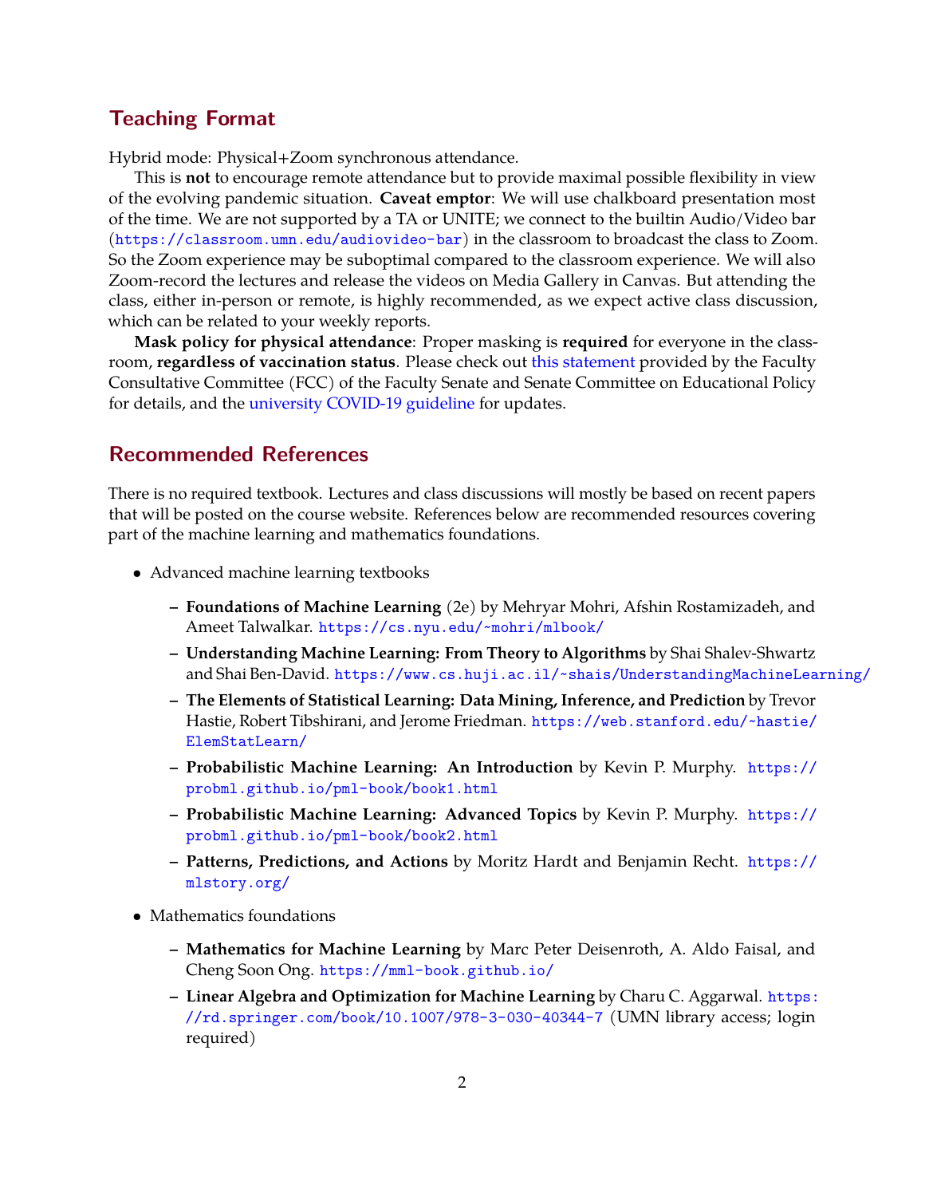## Teaching Format

Hybrid mode: Physical+Zoom synchronous attendance.

This is **not** to encourage remote attendance but to provide maximal possible flexibility in view of the evolving pandemic situation. **Caveat emptor**: We will use chalkboard presentation most of the time. We are not supported by a TA or UNITE; we connect to the builtin Audio/Video bar (https://classroom.umn.edu/audiovideo-bar) in the classroom to broadcast the class to Zoom. So the Zoom experience may be suboptimal compared to the classroom experience. We will also Zoom-record the lectures and release the videos on Media Gallery in Canvas. But attending the class, either in-person or remote, is highly recommended, as we expect active class discussion, which can be related to your weekly reports.

**Mask policy for physical attendance**: Proper masking is **required** for everyone in the classroom, **regardless of vaccination status**. Please check out this statement provided by the Faculty Consultative Committee (FCC) of the Faculty Senate and Senate Committee on Educational Policy for details, and the university COVID-19 guideline for updates.

## Recommended References

There is no required textbook. Lectures and class discussions will mostly be based on recent papers that will be posted on the course website. References below are recommended resources covering part of the machine learning and mathematics foundations.

- Advanced machine learning textbooks
  - **Foundations of Machine Learning** (2e) by Mehryar Mohri, Afshin Rostamizadeh, and Ameet Talwalkar. https://cs.nyu.edu/~mohri/mlbook/
  - **Understanding Machine Learning: From Theory to Algorithms** by Shai Shalev-Shwartz and Shai Ben-David. https://www.cs.huji.ac.il/~shais/UnderstandingMachineLearning/
  - **The Elements of Statistical Learning: Data Mining, Inference, and Prediction** by Trevor Hastie, Robert Tibshirani, and Jerome Friedman. https://web.stanford.edu/~hastie/ElemStatLearn/
  - **Probabilistic Machine Learning: An Introduction** by Kevin P. Murphy. https://probml.github.io/pml-book/book1.html
  - **Probabilistic Machine Learning: Advanced Topics** by Kevin P. Murphy. https://probml.github.io/pml-book/book2.html
  - **Patterns, Predictions, and Actions** by Moritz Hardt and Benjamin Recht. https://mlstory.org/
- Mathematics foundations
  - **Mathematics for Machine Learning** by Marc Peter Deisenroth, A. Aldo Faisal, and Cheng Soon Ong. https://mml-book.github.io/
  - **Linear Algebra and Optimization for Machine Learning** by Charu C. Aggarwal. https://rd.springer.com/book/10.1007/978-3-030-40344-7 (UMN library access; login required)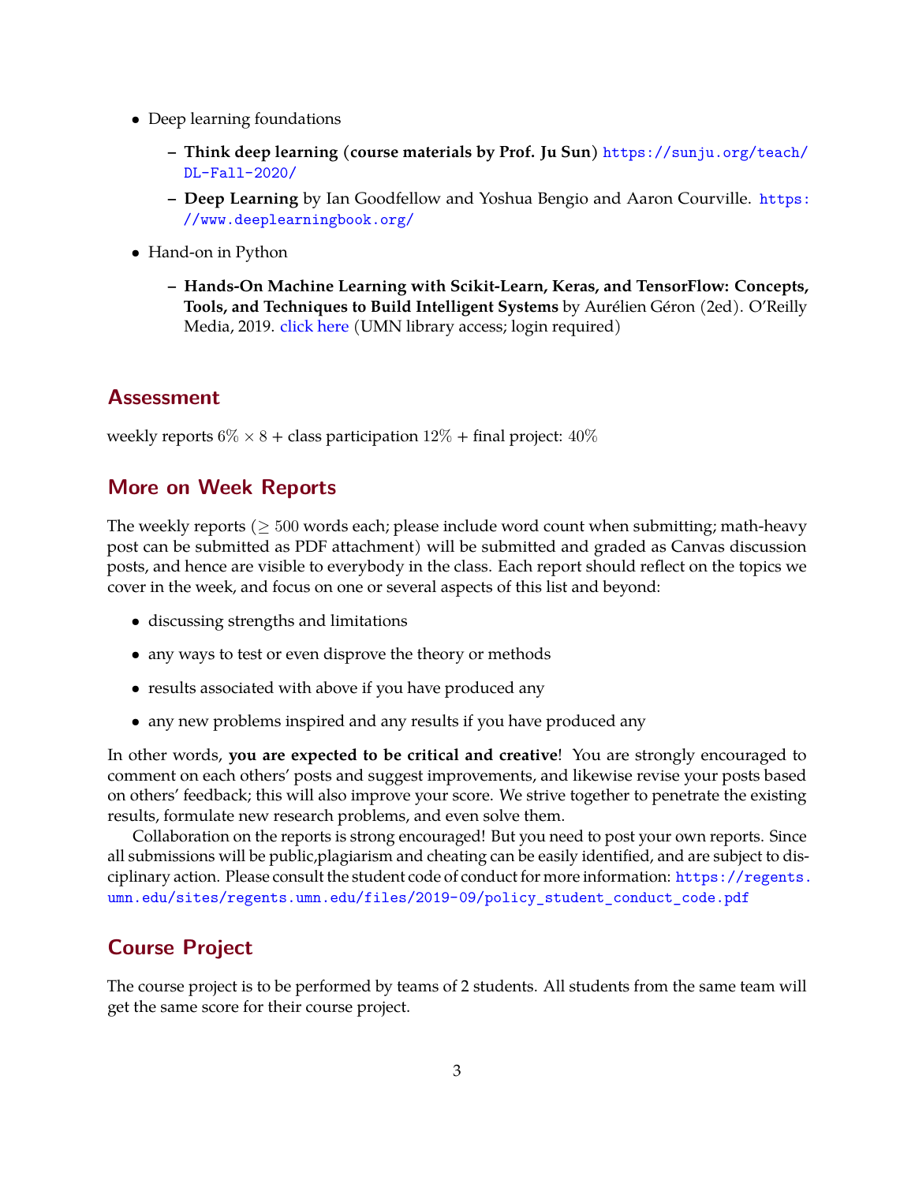- Deep learning foundations
  - **Think deep learning (course materials by Prof. Ju Sun)** https://sunju.org/teach/DL-Fall-2020/
  - **Deep Learning** by Ian Goodfellow and Yoshua Bengio and Aaron Courville. https://www.deeplearningbook.org/
- Hand-on in Python
  - **Hands-On Machine Learning with Scikit-Learn, Keras, and TensorFlow: Concepts, Tools, and Techniques to Build Intelligent Systems** by Aurélien Géron (2ed). O'Reilly Media, 2019. click here (UMN library access; login required)

## Assessment

weekly reports $6\% \times 8$ + class participation $12\%$ + final project: $40\%$

## More on Week Reports

The weekly reports ($\geq 500$ words each; please include word count when submitting; math-heavy post can be submitted as PDF attachment) will be submitted and graded as Canvas discussion posts, and hence are visible to everybody in the class. Each report should reflect on the topics we cover in the week, and focus on one or several aspects of this list and beyond:

- discussing strengths and limitations
- any ways to test or even disprove the theory or methods
- results associated with above if you have produced any
- any new problems inspired and any results if you have produced any

In other words, **you are expected to be critical and creative**! You are strongly encouraged to comment on each others' posts and suggest improvements, and likewise revise your posts based on others' feedback; this will also improve your score. We strive together to penetrate the existing results, formulate new research problems, and even solve them.

Collaboration on the reports is strong encouraged! But you need to post your own reports. Since all submissions will be public,plagiarism and cheating can be easily identified, and are subject to disciplinary action. Please consult the student code of conduct for more information: https://regents.umn.edu/sites/regents.umn.edu/files/2019-09/policy_student_conduct_code.pdf

## Course Project

The course project is to be performed by teams of 2 students. All students from the same team will get the same score for their course project.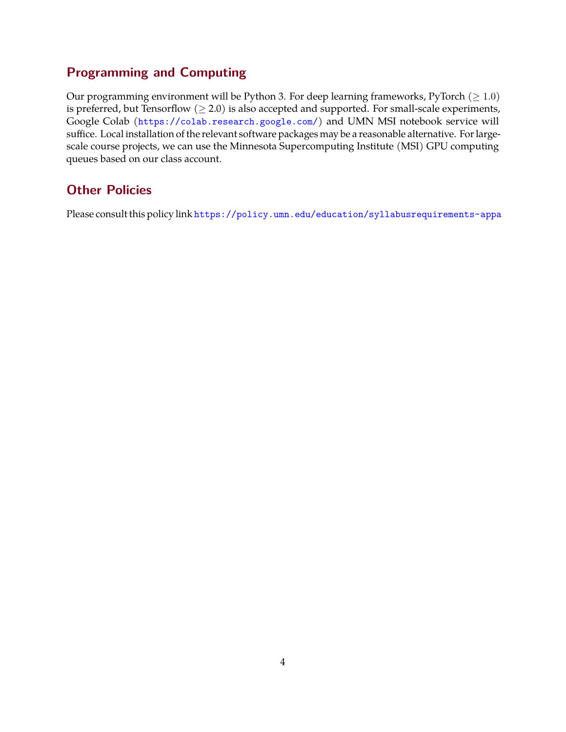## Programming and Computing

Our programming environment will be Python 3. For deep learning frameworks, PyTorch ($\geq 1.0$) is preferred, but Tensorflow ($\geq$ 2.0) is also accepted and supported. For small-scale experiments, Google Colab (https://colab.research.google.com/) and UMN MSI notebook service will suffice. Local installation of the relevant software packages may be a reasonable alternative. For large-scale course projects, we can use the Minnesota Supercomputing Institute (MSI) GPU computing queues based on our class account.

## Other Policies

Please consult this policy link https://policy.umn.edu/education/syllabusrequirements-appa